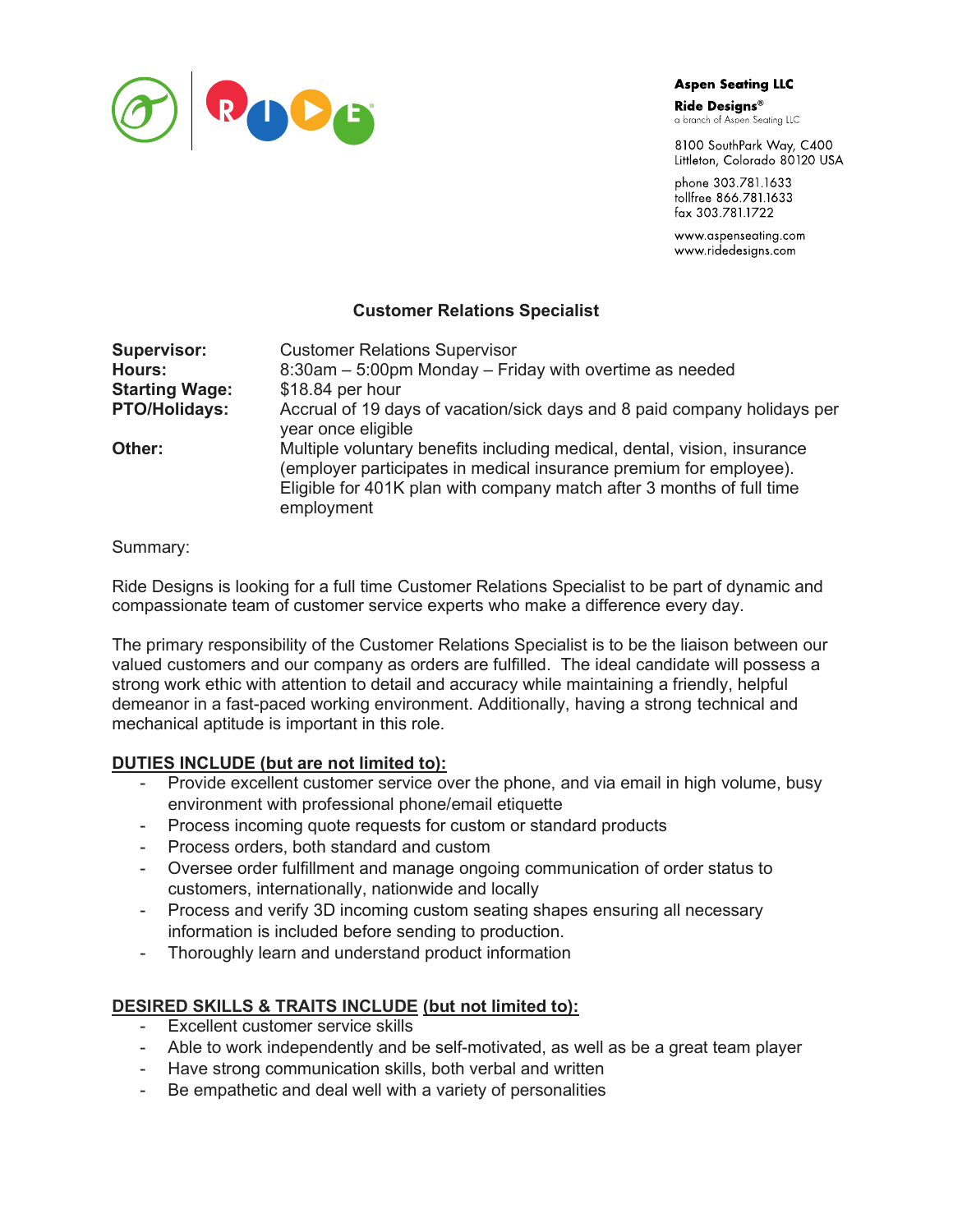**Aspen Seating LLC**

**Ride Designs®**
a branch of Aspen Seating LLC

8100 SouthPark Way, C400
Littleton, Colorado 80120 USA

phone 303.781.1633
tollfree 866.781.1633
fax 303.781.1722

www.aspenseating.com
www.ridedesigns.com

## Customer Relations Specialist

| | |
|---|---|
| **Supervisor:** | Customer Relations Supervisor |
| **Hours:** | 8:30am – 5:00pm Monday – Friday with overtime as needed |
| **Starting Wage:** | $18.84 per hour |
| **PTO/Holidays:** | Accrual of 19 days of vacation/sick days and 8 paid company holidays per year once eligible |
| **Other:** | Multiple voluntary benefits including medical, dental, vision, insurance (employer participates in medical insurance premium for employee). Eligible for 401K plan with company match after 3 months of full time employment |

Summary:

Ride Designs is looking for a full time Customer Relations Specialist to be part of dynamic and compassionate team of customer service experts who make a difference every day.

The primary responsibility of the Customer Relations Specialist is to be the liaison between our valued customers and our company as orders are fulfilled. The ideal candidate will possess a strong work ethic with attention to detail and accuracy while maintaining a friendly, helpful demeanor in a fast-paced working environment. Additionally, having a strong technical and mechanical aptitude is important in this role.

**DUTIES INCLUDE (but are not limited to):**

- Provide excellent customer service over the phone, and via email in high volume, busy environment with professional phone/email etiquette
- Process incoming quote requests for custom or standard products
- Process orders, both standard and custom
- Oversee order fulfillment and manage ongoing communication of order status to customers, internationally, nationwide and locally
- Process and verify 3D incoming custom seating shapes ensuring all necessary information is included before sending to production.
- Thoroughly learn and understand product information

**DESIRED SKILLS & TRAITS INCLUDE (but not limited to):**

- Excellent customer service skills
- Able to work independently and be self-motivated, as well as be a great team player
- Have strong communication skills, both verbal and written
- Be empathetic and deal well with a variety of personalities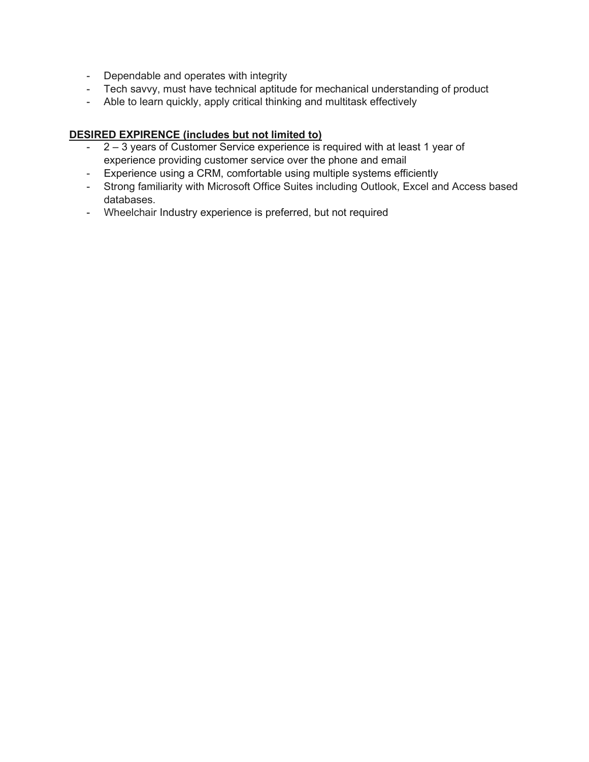- Dependable and operates with integrity
- Tech savvy, must have technical aptitude for mechanical understanding of product
- Able to learn quickly, apply critical thinking and multitask effectively

**DESIRED EXPIRENCE (includes but not limited to)**

- 2 – 3 years of Customer Service experience is required with at least 1 year of experience providing customer service over the phone and email
- Experience using a CRM, comfortable using multiple systems efficiently
- Strong familiarity with Microsoft Office Suites including Outlook, Excel and Access based databases.
- Wheelchair Industry experience is preferred, but not required